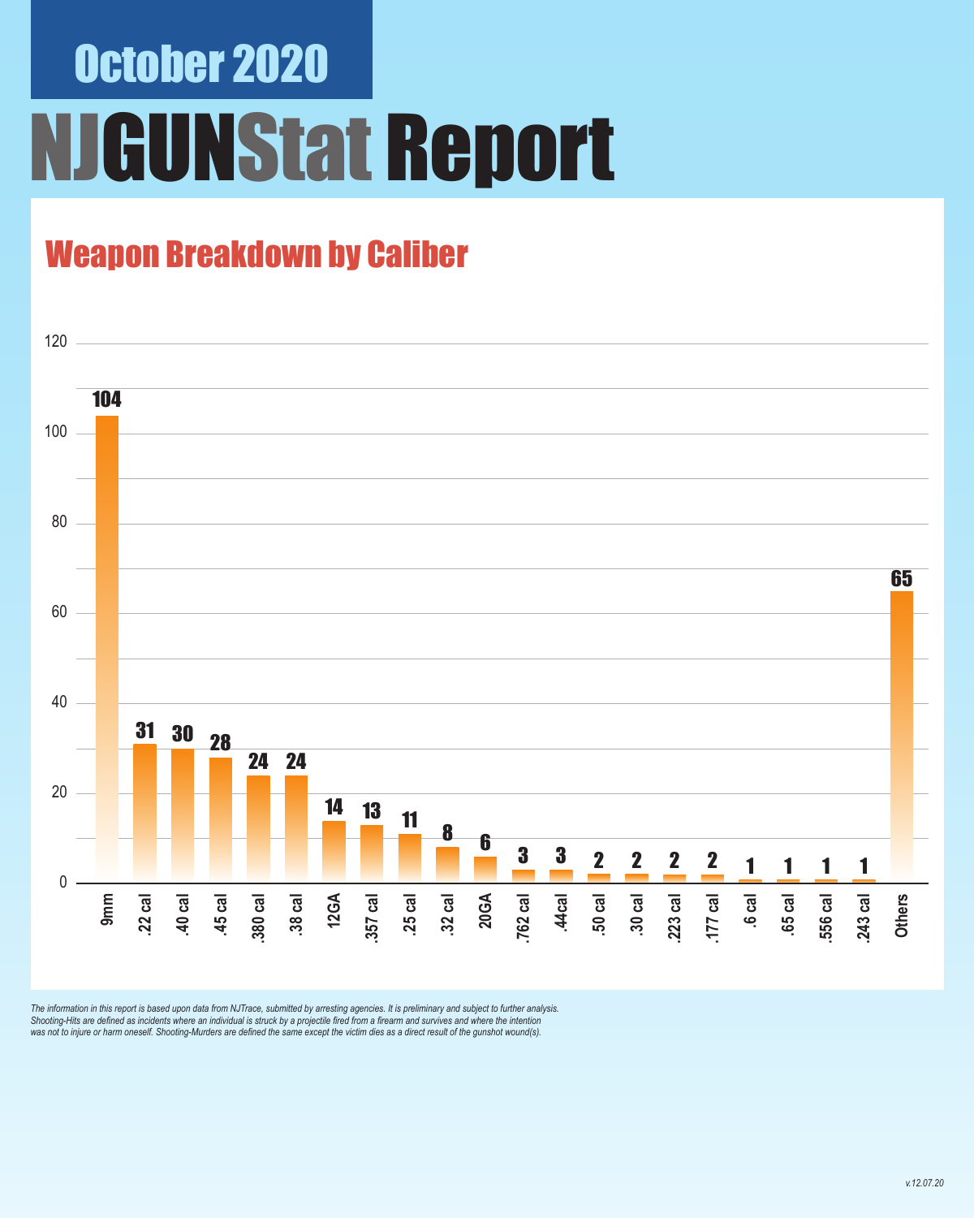# October 2020

# NJGUNStat Report

## Weapon Breakdown by Caliber

| Caliber | Count |
| --- | --- |
| 9mm | 104 |
| .22 cal | 31 |
| .40 cal | 30 |
| .45 cal | 28 |
| .380 cal | 24 |
| .38 cal | 24 |
| 12GA | 14 |
| .357 cal | 13 |
| .25 cal | 11 |
| .32 cal | 8 |
| 20GA | 6 |
| .762 cal | 3 |
| .44cal | 3 |
| .50 cal | 2 |
| .30 cal | 2 |
| .223 cal | 2 |
| .177 cal | 2 |
| .6 cal | 1 |
| .65 cal | 1 |
| .556 cal | 1 |
| .243 cal | 1 |
| Others | 65 |

*The information in this report is based upon data from NJTrace, submitted by arresting agencies. It is preliminary and subject to further analysis. Shooting-Hits are defined as incidents where an individual is struck by a projectile fired from a firearm and survives and where the intention was not to injure or harm oneself. Shooting-Murders are defined the same except the victim dies as a direct result of the gunshot wound(s).*

*v.12.07.20*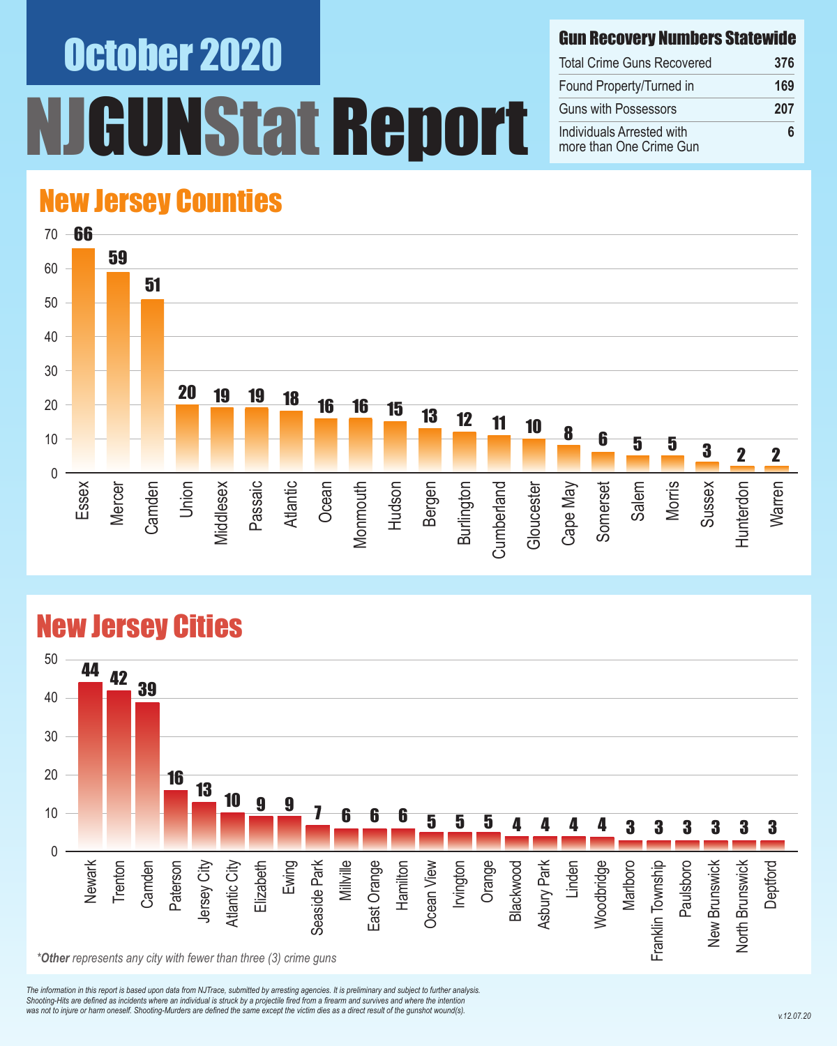# October 2020

# NJGUNStat Report

## Gun Recovery Numbers Statewide

| Gun Recovery Numbers Statewide | |
|---|---|
| Total Crime Guns Recovered | 376 |
| Found Property/Turned in | 169 |
| Guns with Possessors | 207 |
| Individuals Arrested with more than One Crime Gun | 6 |

## New Jersey Counties

| County | Crime Guns |
|---|---|
| Essex | 66 |
| Mercer | 59 |
| Camden | 51 |
| Union | 20 |
| Middlesex | 19 |
| Passaic | 19 |
| Atlantic | 18 |
| Ocean | 16 |
| Monmouth | 16 |
| Hudson | 15 |
| Bergen | 13 |
| Burlington | 12 |
| Cumberland | 11 |
| Gloucester | 10 |
| Cape May | 8 |
| Somerset | 6 |
| Salem | 5 |
| Morris | 5 |
| Sussex | 3 |
| Hunterdon | 2 |
| Warren | 2 |

## New Jersey Cities

| City | Crime Guns |
|---|---|
| Newark | 44 |
| Trenton | 42 |
| Camden | 39 |
| Paterson | 16 |
| Jersey City | 13 |
| Atlantic City | 10 |
| Elizabeth | 9 |
| Ewing | 9 |
| Seaside Park | 7 |
| Millville | 6 |
| East Orange | 6 |
| Hamilton | 6 |
| Ocean View | 5 |
| Irvington | 5 |
| Orange | 5 |
| Blackwood | 4 |
| Asbury Park | 4 |
| Linden | 4 |
| Woodbridge | 4 |
| Marlboro | 3 |
| Franklin Township | 3 |
| Paulsboro | 3 |
| New Brunswick | 3 |
| North Brunswick | 3 |
| Deptford | 3 |

**Other** *represents any city with fewer than three (3) crime guns*

*The information in this report is based upon data from NJTrace, submitted by arresting agencies. It is preliminary and subject to further analysis. Shooting-Hits are defined as incidents where an individual is struck by a projectile fired from a firearm and survives and where the intention was not to injure or harm oneself. Shooting-Murders are defined the same except the victim dies as a direct result of the gunshot wound(s).*

v.12.07.20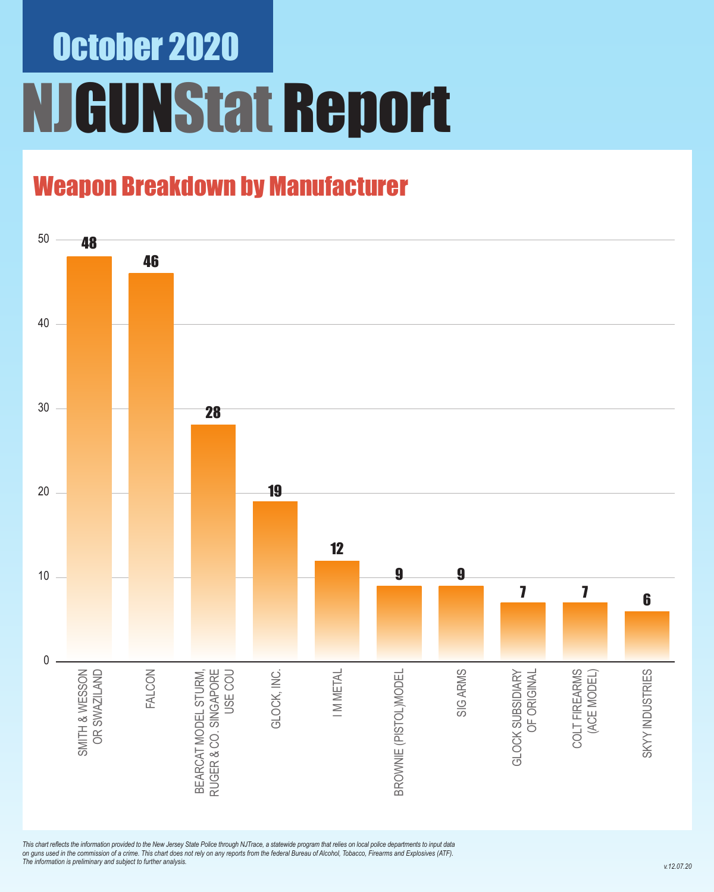# October 2020

# NJGUNStat Report

## Weapon Breakdown by Manufacturer

| Manufacturer | Count |
| --- | --- |
| SMITH & WESSON OR SWAZILAND | 48 |
| FALCON | 46 |
| BEARCAT MODEL STURM, RUGER & CO. SINGAPORE USE COU | 28 |
| GLOCK, INC. | 19 |
| I M METAL | 12 |
| BROWNIE (PISTOL)MODEL | 9 |
| SIG ARMS | 9 |
| GLOCK SUBSIDIARY OF ORIGINAL | 7 |
| COLT FIREARMS (ACE MODEL) | 7 |
| SKYY INDUSTRIES | 6 |

*This chart reflects the information provided to the New Jersey State Police through NJTrace, a statewide program that relies on local police departments to input data on guns used in the commission of a crime. This chart does not rely on any reports from the federal Bureau of Alcohol, Tobacco, Firearms and Explosives (ATF). The information is preliminary and subject to further analysis.*

*v.12.07.20*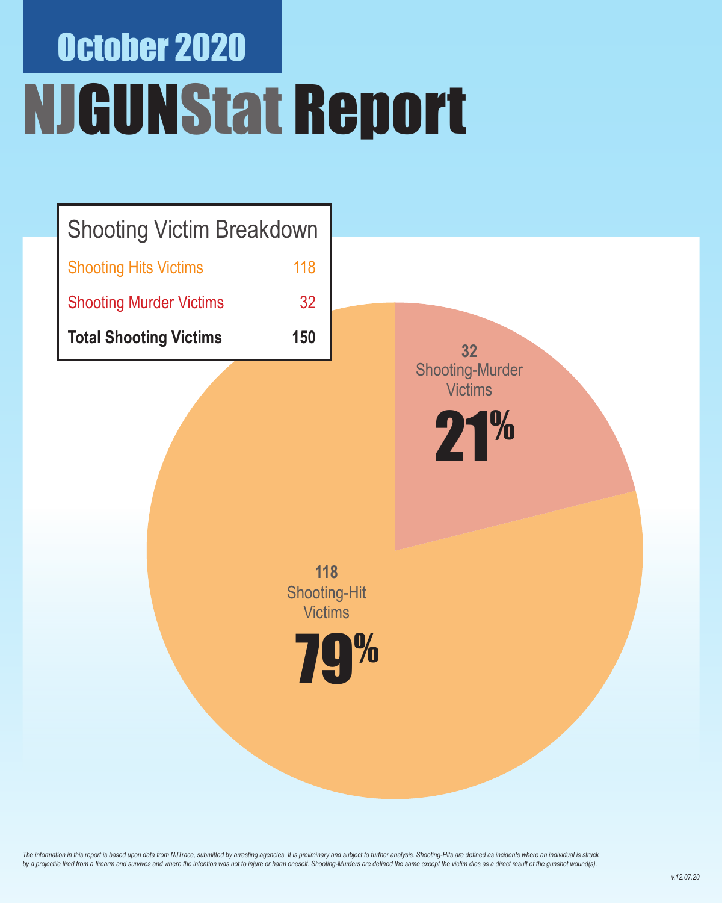# October 2020

# NJGUNStat Report

## Shooting Victim Breakdown

| | |
|---|---|
| Shooting Hits Victims | 118 |
| Shooting Murder Victims | 32 |
| **Total Shooting Victims** | **150** |

32
Shooting-Murder Victims
21%

118
Shooting-Hit Victims
79%

*The information in this report is based upon data from NJTrace, submitted by arresting agencies. It is preliminary and subject to further analysis. Shooting-Hits are defined as incidents where an individual is struck by a projectile fired from a firearm and survives and where the intention was not to injure or harm oneself. Shooting-Murders are defined the same except the victim dies as a direct result of the gunshot wound(s).*

*v.12.07.20*